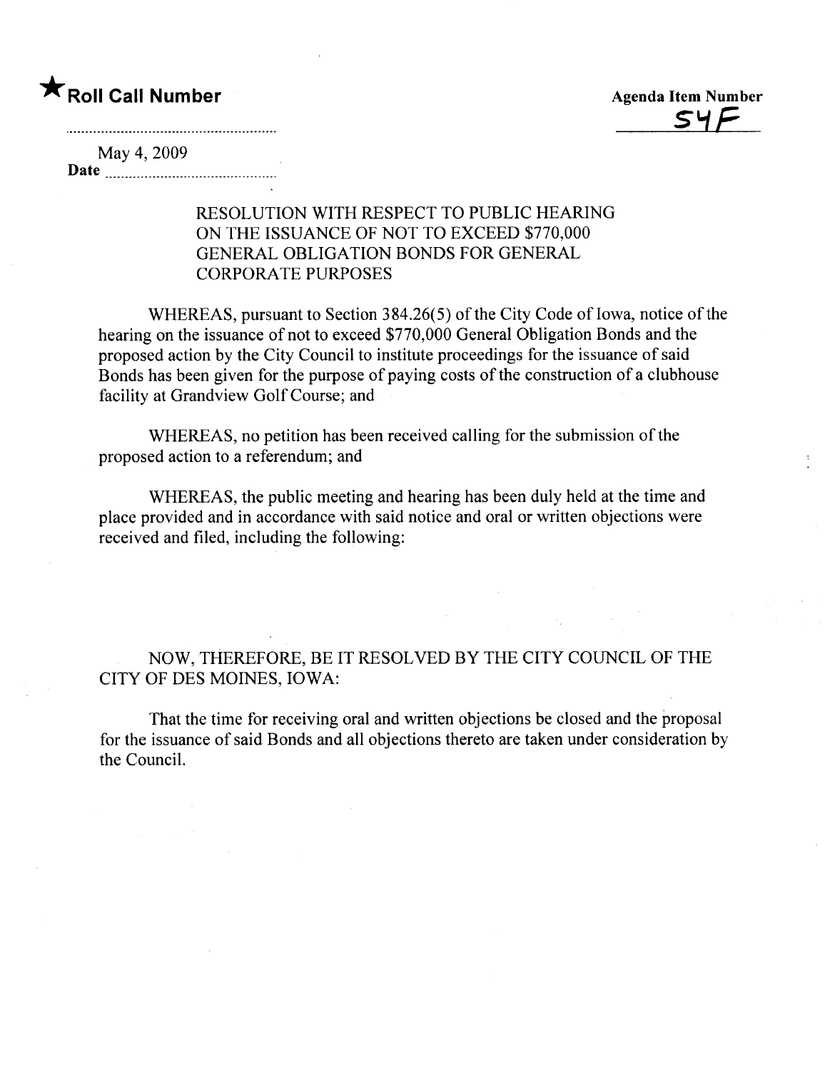★**Roll Call Number**

**Agenda Item Number**
54F

May 4, 2009
**Date** ..............................................

RESOLUTION WITH RESPECT TO PUBLIC HEARING ON THE ISSUANCE OF NOT TO EXCEED $770,000 GENERAL OBLIGATION BONDS FOR GENERAL CORPORATE PURPOSES

WHEREAS, pursuant to Section 384.26(5) of the City Code of Iowa, notice of the hearing on the issuance of not to exceed $770,000 General Obligation Bonds and the proposed action by the City Council to institute proceedings for the issuance of said Bonds has been given for the purpose of paying costs of the construction of a clubhouse facility at Grandview Golf Course; and

WHEREAS, no petition has been received calling for the submission of the proposed action to a referendum; and

WHEREAS, the public meeting and hearing has been duly held at the time and place provided and in accordance with said notice and oral or written objections were received and filed, including the following:

NOW, THEREFORE, BE IT RESOLVED BY THE CITY COUNCIL OF THE CITY OF DES MOINES, IOWA:

That the time for receiving oral and written objections be closed and the proposal for the issuance of said Bonds and all objections thereto are taken under consideration by the Council.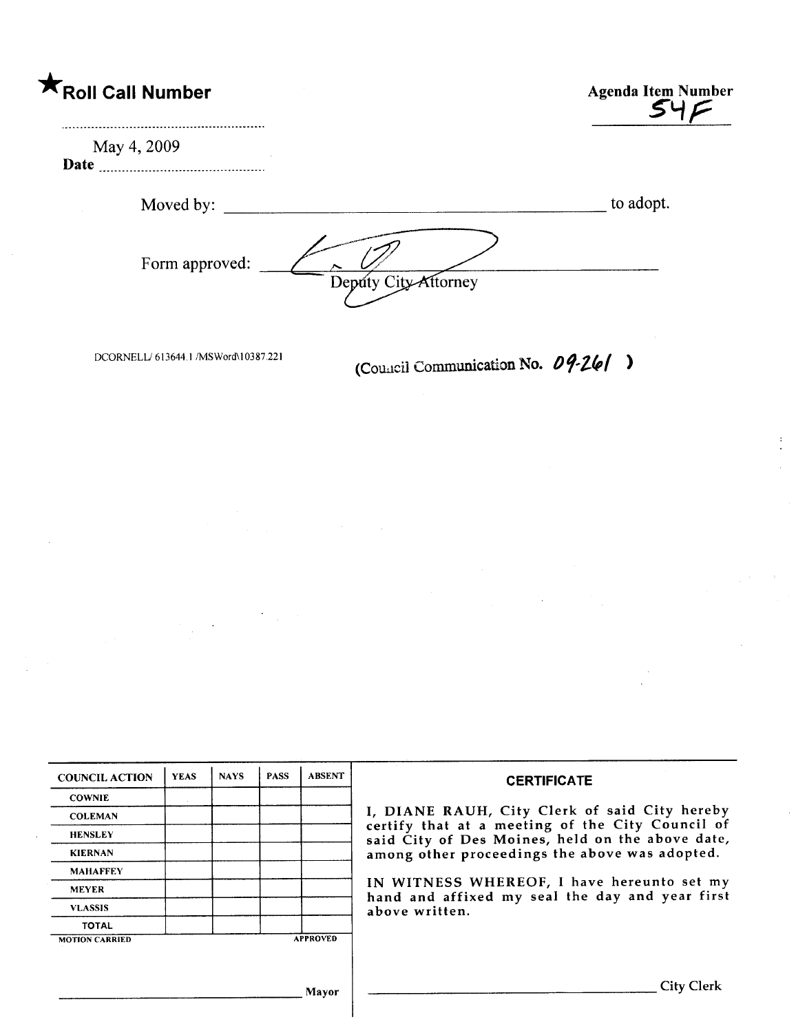★**Roll Call Number**

**Agenda Item Number**
54F

May 4, 2009
**Date** ..........................................

Moved by: ______________________________________ to adopt.

Form approved: ______________________________________
Deputy City Attorney

DCORNELL/ 613644.1 /MSWord\10387.221

(Council Communication No. 09-261 )

| COUNCIL ACTION | YEAS | NAYS | PASS | ABSENT |
|---|---|---|---|---|
| COWNIE | | | | |
| COLEMAN | | | | |
| HENSLEY | | | | |
| KIERNAN | | | | |
| MAHAFFEY | | | | |
| MEYER | | | | |
| VLASSIS | | | | |
| TOTAL | | | | |

MOTION CARRIED APPROVED

______________________________ Mayor

**CERTIFICATE**

I, DIANE RAUH, City Clerk of said City hereby certify that at a meeting of the City Council of said City of Des Moines, held on the above date, among other proceedings the above was adopted.

IN WITNESS WHEREOF, I have hereunto set my hand and affixed my seal the day and year first above written.

______________________________ City Clerk